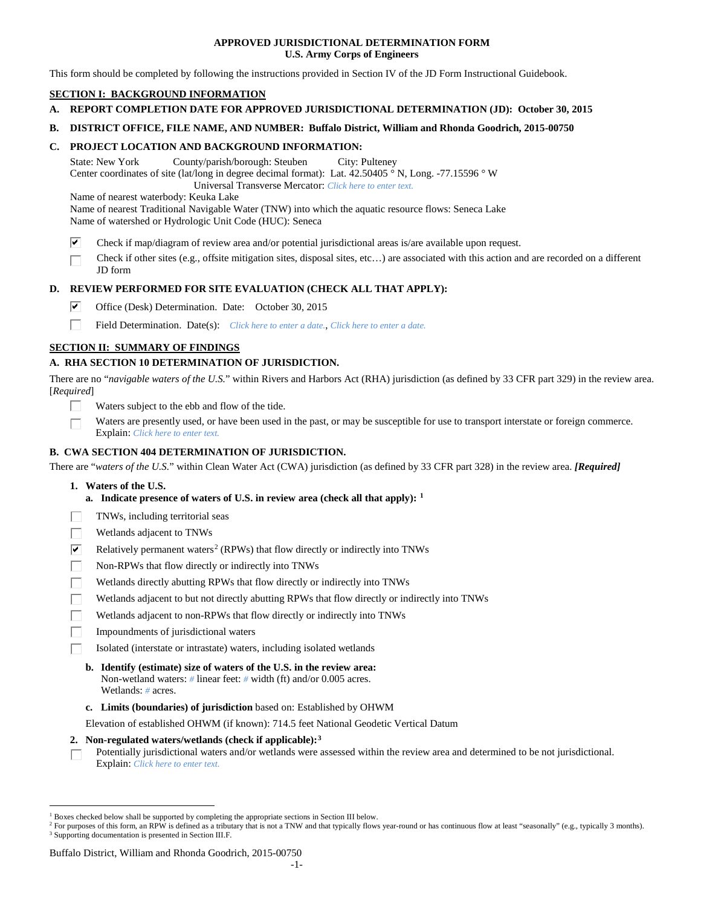**APPROVED JURISDICTIONAL DETERMINATION FORM**
**U.S. Army Corps of Engineers**

This form should be completed by following the instructions provided in Section IV of the JD Form Instructional Guidebook.

## SECTION I: BACKGROUND INFORMATION

**A. REPORT COMPLETION DATE FOR APPROVED JURISDICTIONAL DETERMINATION (JD): October 30, 2015**

**B. DISTRICT OFFICE, FILE NAME, AND NUMBER: Buffalo District, William and Rhonda Goodrich, 2015-00750**

**C. PROJECT LOCATION AND BACKGROUND INFORMATION:**

State: New York County/parish/borough: Steuben City: Pulteney
Center coordinates of site (lat/long in degree decimal format): Lat. 42.50405 ° N, Long. -77.15596 ° W
Universal Transverse Mercator: Click here to enter text.
Name of nearest waterbody: Keuka Lake
Name of nearest Traditional Navigable Water (TNW) into which the aquatic resource flows: Seneca Lake
Name of watershed or Hydrologic Unit Code (HUC): Seneca

- [x] Check if map/diagram of review area and/or potential jurisdictional areas is/are available upon request.
- [ ] Check if other sites (e.g., offsite mitigation sites, disposal sites, etc…) are associated with this action and are recorded on a different JD form

**D. REVIEW PERFORMED FOR SITE EVALUATION (CHECK ALL THAT APPLY):**

- [x] Office (Desk) Determination. Date: October 30, 2015
- [ ] Field Determination. Date(s): Click here to enter a date., Click here to enter a date.

## SECTION II: SUMMARY OF FINDINGS

**A. RHA SECTION 10 DETERMINATION OF JURISDICTION.**

There are no "*navigable waters of the U.S.*" within Rivers and Harbors Act (RHA) jurisdiction (as defined by 33 CFR part 329) in the review area. [*Required*]

- [ ] Waters subject to the ebb and flow of the tide.
- [ ] Waters are presently used, or have been used in the past, or may be susceptible for use to transport interstate or foreign commerce. Explain: Click here to enter text.

**B. CWA SECTION 404 DETERMINATION OF JURISDICTION.**

There are "*waters of the U.S.*" within Clean Water Act (CWA) jurisdiction (as defined by 33 CFR part 328) in the review area. ***[Required]***

**1. Waters of the U.S.**

**a. Indicate presence of waters of U.S. in review area (check all that apply):** [1]

- [ ] TNWs, including territorial seas
- [ ] Wetlands adjacent to TNWs
- [x] Relatively permanent waters[2] (RPWs) that flow directly or indirectly into TNWs
- [ ] Non-RPWs that flow directly or indirectly into TNWs
- [ ] Wetlands directly abutting RPWs that flow directly or indirectly into TNWs
- [ ] Wetlands adjacent to but not directly abutting RPWs that flow directly or indirectly into TNWs
- [ ] Wetlands adjacent to non-RPWs that flow directly or indirectly into TNWs
- [ ] Impoundments of jurisdictional waters
- [ ] Isolated (interstate or intrastate) waters, including isolated wetlands

**b. Identify (estimate) size of waters of the U.S. in the review area:**
Non-wetland waters: # linear feet: # width (ft) and/or 0.005 acres.
Wetlands: # acres.

**c. Limits (boundaries) of jurisdiction** based on: Established by OHWM

Elevation of established OHWM (if known): 714.5 feet National Geodetic Vertical Datum

**2. Non-regulated waters/wetlands (check if applicable):**[3]

- [ ] Potentially jurisdictional waters and/or wetlands were assessed within the review area and determined to be not jurisdictional. Explain: Click here to enter text.

---

[1] Boxes checked below shall be supported by completing the appropriate sections in Section III below.
[2] For purposes of this form, an RPW is defined as a tributary that is not a TNW and that typically flows year-round or has continuous flow at least "seasonally" (e.g., typically 3 months).
[3] Supporting documentation is presented in Section III.F.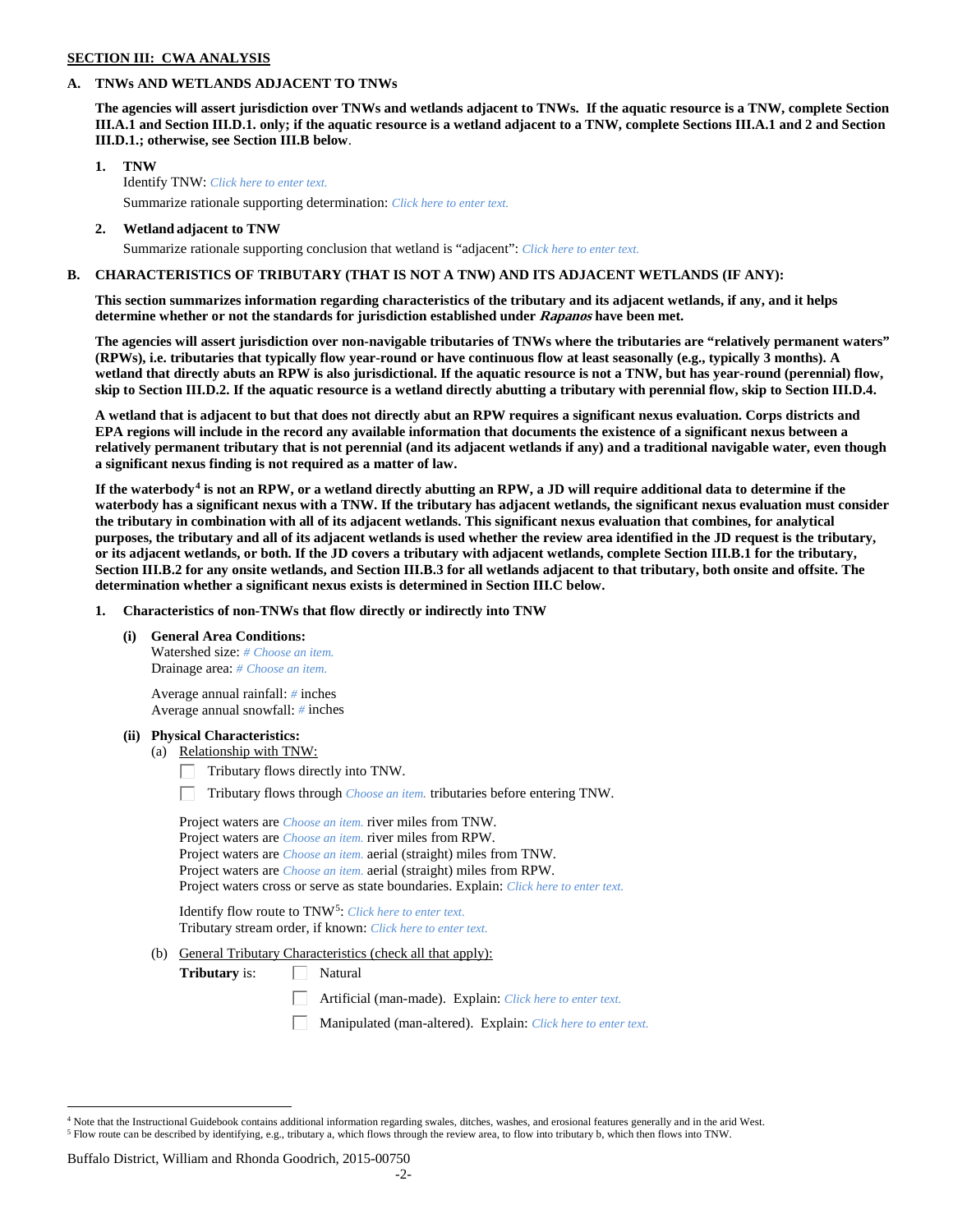**SECTION III: CWA ANALYSIS**

**A. TNWs AND WETLANDS ADJACENT TO TNWs**

**The agencies will assert jurisdiction over TNWs and wetlands adjacent to TNWs. If the aquatic resource is a TNW, complete Section III.A.1 and Section III.D.1. only; if the aquatic resource is a wetland adjacent to a TNW, complete Sections III.A.1 and 2 and Section III.D.1.; otherwise, see Section III.B below**.

**1. TNW**

Identify TNW: *Click here to enter text.*

Summarize rationale supporting determination: *Click here to enter text.*

**2. Wetland adjacent to TNW**

Summarize rationale supporting conclusion that wetland is "adjacent": *Click here to enter text.*

**B. CHARACTERISTICS OF TRIBUTARY (THAT IS NOT A TNW) AND ITS ADJACENT WETLANDS (IF ANY):**

**This section summarizes information regarding characteristics of the tributary and its adjacent wetlands, if any, and it helps determine whether or not the standards for jurisdiction established under *Rapanos* have been met.**

**The agencies will assert jurisdiction over non-navigable tributaries of TNWs where the tributaries are "relatively permanent waters" (RPWs), i.e. tributaries that typically flow year-round or have continuous flow at least seasonally (e.g., typically 3 months). A wetland that directly abuts an RPW is also jurisdictional. If the aquatic resource is not a TNW, but has year-round (perennial) flow, skip to Section III.D.2. If the aquatic resource is a wetland directly abutting a tributary with perennial flow, skip to Section III.D.4.**

**A wetland that is adjacent to but that does not directly abut an RPW requires a significant nexus evaluation. Corps districts and EPA regions will include in the record any available information that documents the existence of a significant nexus between a relatively permanent tributary that is not perennial (and its adjacent wetlands if any) and a traditional navigable water, even though a significant nexus finding is not required as a matter of law.**

**If the waterbody[4] is not an RPW, or a wetland directly abutting an RPW, a JD will require additional data to determine if the waterbody has a significant nexus with a TNW. If the tributary has adjacent wetlands, the significant nexus evaluation must consider the tributary in combination with all of its adjacent wetlands. This significant nexus evaluation that combines, for analytical purposes, the tributary and all of its adjacent wetlands is used whether the review area identified in the JD request is the tributary, or its adjacent wetlands, or both. If the JD covers a tributary with adjacent wetlands, complete Section III.B.1 for the tributary, Section III.B.2 for any onsite wetlands, and Section III.B.3 for all wetlands adjacent to that tributary, both onsite and offsite. The determination whether a significant nexus exists is determined in Section III.C below.**

**1. Characteristics of non-TNWs that flow directly or indirectly into TNW**

**(i) General Area Conditions:**

Watershed size: *# Choose an item.*
Drainage area: *# Choose an item.*

Average annual rainfall: *#* inches
Average annual snowfall: *#* inches

**(ii) Physical Characteristics:**

(a) Relationship with TNW:

☐ Tributary flows directly into TNW.

☐ Tributary flows through *Choose an item.* tributaries before entering TNW.

Project waters are *Choose an item.* river miles from TNW.
Project waters are *Choose an item.* river miles from RPW.
Project waters are *Choose an item.* aerial (straight) miles from TNW.
Project waters are *Choose an item.* aerial (straight) miles from RPW.
Project waters cross or serve as state boundaries. Explain: *Click here to enter text.*

Identify flow route to TNW[5]: *Click here to enter text.*
Tributary stream order, if known: *Click here to enter text.*

(b) General Tributary Characteristics (check all that apply):

**Tributary** is: ☐ Natural

☐ Artificial (man-made). Explain: *Click here to enter text.*

☐ Manipulated (man-altered). Explain: *Click here to enter text.*

---

[4] Note that the Instructional Guidebook contains additional information regarding swales, ditches, washes, and erosional features generally and in the arid West.

[5] Flow route can be described by identifying, e.g., tributary a, which flows through the review area, to flow into tributary b, which then flows into TNW.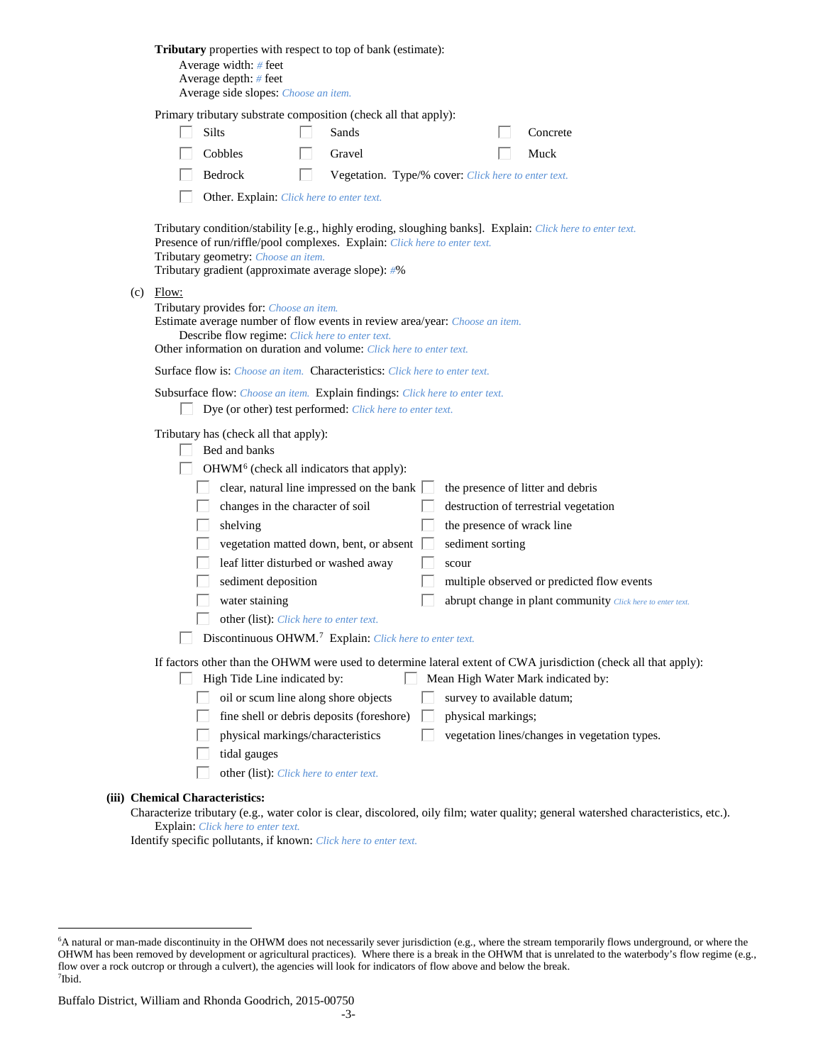**Tributary** properties with respect to top of bank (estimate):

Average width: # feet
Average depth: # feet
Average side slopes: Choose an item.

Primary tributary substrate composition (check all that apply):

- ☐ Silts
- ☐ Sands
- ☐ Concrete
- ☐ Cobbles
- ☐ Gravel
- ☐ Muck
- ☐ Bedrock
- ☐ Vegetation. Type/% cover: Click here to enter text.
- ☐ Other. Explain: Click here to enter text.

Tributary condition/stability [e.g., highly eroding, sloughing banks]. Explain: Click here to enter text.
Presence of run/riffle/pool complexes. Explain: Click here to enter text.
Tributary geometry: Choose an item.
Tributary gradient (approximate average slope): #%

(c) Flow:

Tributary provides for: Choose an item.
Estimate average number of flow events in review area/year: Choose an item.
Describe flow regime: Click here to enter text.
Other information on duration and volume: Click here to enter text.

Surface flow is: Choose an item. Characteristics: Click here to enter text.

Subsurface flow: Choose an item. Explain findings: Click here to enter text.
☐ Dye (or other) test performed: Click here to enter text.

Tributary has (check all that apply):

- ☐ Bed and banks
- ☐ OHWM[6] (check all indicators that apply):
  - ☐ clear, natural line impressed on the bank
  - ☐ the presence of litter and debris
  - ☐ changes in the character of soil
  - ☐ destruction of terrestrial vegetation
  - ☐ shelving
  - ☐ the presence of wrack line
  - ☐ vegetation matted down, bent, or absent
  - ☐ sediment sorting
  - ☐ leaf litter disturbed or washed away
  - ☐ scour
  - ☐ sediment deposition
  - ☐ multiple observed or predicted flow events
  - ☐ water staining
  - ☐ abrupt change in plant community Click here to enter text.
  - ☐ other (list): Click here to enter text.
- ☐ Discontinuous OHWM.[7] Explain: Click here to enter text.

If factors other than the OHWM were used to determine lateral extent of CWA jurisdiction (check all that apply):

- ☐ High Tide Line indicated by:
  - ☐ oil or scum line along shore objects
  - ☐ fine shell or debris deposits (foreshore)
  - ☐ physical markings/characteristics
  - ☐ tidal gauges
  - ☐ other (list): Click here to enter text.
- ☐ Mean High Water Mark indicated by:
  - ☐ survey to available datum;
  - ☐ physical markings;
  - ☐ vegetation lines/changes in vegetation types.

**(iii) Chemical Characteristics:**

Characterize tributary (e.g., water color is clear, discolored, oily film; water quality; general watershed characteristics, etc.).
Explain: Click here to enter text.
Identify specific pollutants, if known: Click here to enter text.

---

[6]A natural or man-made discontinuity in the OHWM does not necessarily sever jurisdiction (e.g., where the stream temporarily flows underground, or where the OHWM has been removed by development or agricultural practices). Where there is a break in the OHWM that is unrelated to the waterbody's flow regime (e.g., flow over a rock outcrop or through a culvert), the agencies will look for indicators of flow above and below the break.
[7]Ibid.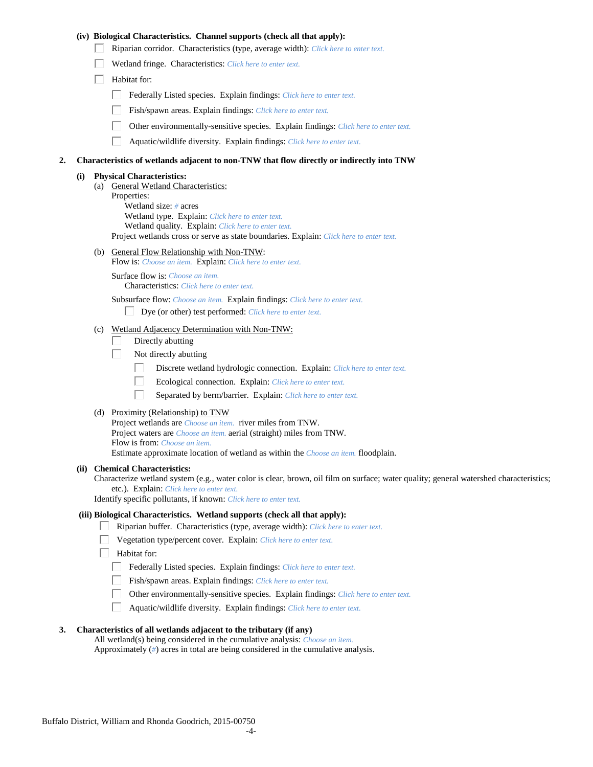**(iv) Biological Characteristics. Channel supports (check all that apply):**

- ☐ Riparian corridor. Characteristics (type, average width): *Click here to enter text.*
- ☐ Wetland fringe. Characteristics: *Click here to enter text.*
- ☐ Habitat for:
  - ☐ Federally Listed species. Explain findings: *Click here to enter text.*
  - ☐ Fish/spawn areas. Explain findings: *Click here to enter text.*
  - ☐ Other environmentally-sensitive species. Explain findings: *Click here to enter text.*
  - ☐ Aquatic/wildlife diversity. Explain findings: *Click here to enter text.*

**2. Characteristics of wetlands adjacent to non-TNW that flow directly or indirectly into TNW**

**(i) Physical Characteristics:**

(a) General Wetland Characteristics:

Properties:

Wetland size: *#* acres

Wetland type. Explain: *Click here to enter text.*

Wetland quality. Explain: *Click here to enter text.*

Project wetlands cross or serve as state boundaries. Explain: *Click here to enter text.*

(b) General Flow Relationship with Non-TNW:

Flow is: *Choose an item.* Explain: *Click here to enter text.*

Surface flow is: *Choose an item.*

Characteristics: *Click here to enter text.*

Subsurface flow: *Choose an item.* Explain findings: *Click here to enter text.*

- ☐ Dye (or other) test performed: *Click here to enter text.*

(c) Wetland Adjacency Determination with Non-TNW:

- ☐ Directly abutting
- ☐ Not directly abutting
  - ☐ Discrete wetland hydrologic connection. Explain: *Click here to enter text.*
  - ☐ Ecological connection. Explain: *Click here to enter text.*
  - ☐ Separated by berm/barrier. Explain: *Click here to enter text.*

(d) Proximity (Relationship) to TNW

Project wetlands are *Choose an item.* river miles from TNW.

Project waters are *Choose an item.* aerial (straight) miles from TNW.

Flow is from: *Choose an item.*

Estimate approximate location of wetland as within the *Choose an item.* floodplain.

**(ii) Chemical Characteristics:**

Characterize wetland system (e.g., water color is clear, brown, oil film on surface; water quality; general watershed characteristics; etc.). Explain: *Click here to enter text.*

Identify specific pollutants, if known: *Click here to enter text.*

**(iii) Biological Characteristics. Wetland supports (check all that apply):**

- ☐ Riparian buffer. Characteristics (type, average width): *Click here to enter text.*
- ☐ Vegetation type/percent cover. Explain: *Click here to enter text.*
- ☐ Habitat for:
  - ☐ Federally Listed species. Explain findings: *Click here to enter text.*
  - ☐ Fish/spawn areas. Explain findings: *Click here to enter text.*
  - ☐ Other environmentally-sensitive species. Explain findings: *Click here to enter text.*
  - ☐ Aquatic/wildlife diversity. Explain findings: *Click here to enter text.*

**3. Characteristics of all wetlands adjacent to the tributary (if any)**

All wetland(s) being considered in the cumulative analysis: *Choose an item.*

Approximately (*#*) acres in total are being considered in the cumulative analysis.

Buffalo District, William and Rhonda Goodrich, 2015-00750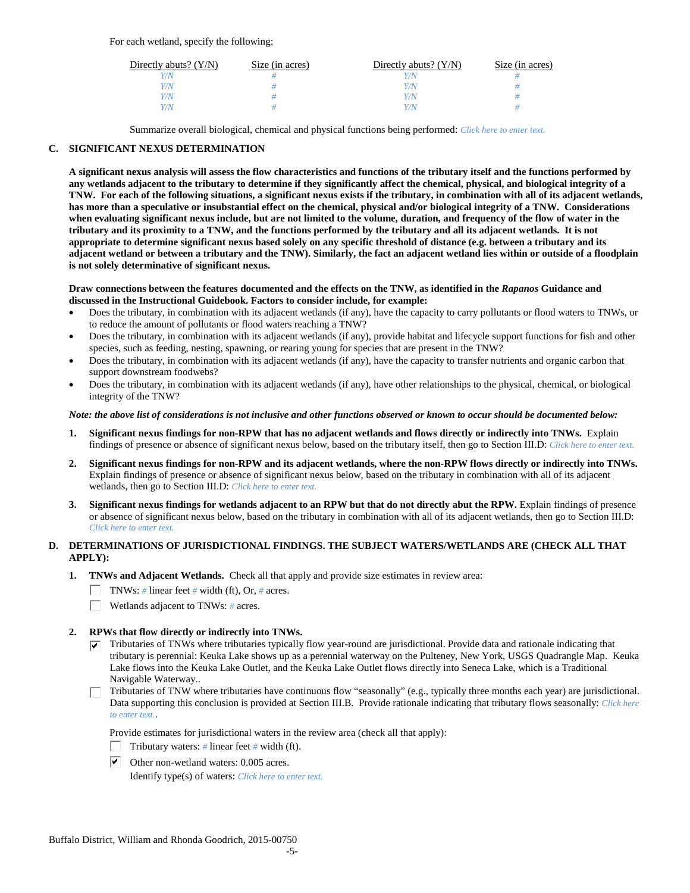For each wetland, specify the following:

| Directly abuts? (Y/N) | Size (in acres) | Directly abuts? (Y/N) | Size (in acres) |
|---|---|---|---|
| *Y/N* | *#* | *Y/N* | *#* |
| *Y/N* | *#* | *Y/N* | *#* |
| *Y/N* | *#* | *Y/N* | *#* |
| *Y/N* | *#* | *Y/N* | *#* |

Summarize overall biological, chemical and physical functions being performed: *Click here to enter text.*

## C. SIGNIFICANT NEXUS DETERMINATION

**A significant nexus analysis will assess the flow characteristics and functions of the tributary itself and the functions performed by any wetlands adjacent to the tributary to determine if they significantly affect the chemical, physical, and biological integrity of a TNW. For each of the following situations, a significant nexus exists if the tributary, in combination with all of its adjacent wetlands, has more than a speculative or insubstantial effect on the chemical, physical and/or biological integrity of a TNW. Considerations when evaluating significant nexus include, but are not limited to the volume, duration, and frequency of the flow of water in the tributary and its proximity to a TNW, and the functions performed by the tributary and all its adjacent wetlands. It is not appropriate to determine significant nexus based solely on any specific threshold of distance (e.g. between a tributary and its adjacent wetland or between a tributary and the TNW). Similarly, the fact an adjacent wetland lies within or outside of a floodplain is not solely determinative of significant nexus.**

**Draw connections between the features documented and the effects on the TNW, as identified in the *Rapanos* Guidance and discussed in the Instructional Guidebook. Factors to consider include, for example:**

- Does the tributary, in combination with its adjacent wetlands (if any), have the capacity to carry pollutants or flood waters to TNWs, or to reduce the amount of pollutants or flood waters reaching a TNW?
- Does the tributary, in combination with its adjacent wetlands (if any), provide habitat and lifecycle support functions for fish and other species, such as feeding, nesting, spawning, or rearing young for species that are present in the TNW?
- Does the tributary, in combination with its adjacent wetlands (if any), have the capacity to transfer nutrients and organic carbon that support downstream foodwebs?
- Does the tributary, in combination with its adjacent wetlands (if any), have other relationships to the physical, chemical, or biological integrity of the TNW?

***Note: the above list of considerations is not inclusive and other functions observed or known to occur should be documented below:***

1. **Significant nexus findings for non-RPW that has no adjacent wetlands and flows directly or indirectly into TNWs.** Explain findings of presence or absence of significant nexus below, based on the tributary itself, then go to Section III.D: *Click here to enter text.*

2. **Significant nexus findings for non-RPW and its adjacent wetlands, where the non-RPW flows directly or indirectly into TNWs.** Explain findings of presence or absence of significant nexus below, based on the tributary in combination with all of its adjacent wetlands, then go to Section III.D: *Click here to enter text.*

3. **Significant nexus findings for wetlands adjacent to an RPW but that do not directly abut the RPW.** Explain findings of presence or absence of significant nexus below, based on the tributary in combination with all of its adjacent wetlands, then go to Section III.D: *Click here to enter text.*

## D. DETERMINATIONS OF JURISDICTIONAL FINDINGS. THE SUBJECT WATERS/WETLANDS ARE (CHECK ALL THAT APPLY):

1. **TNWs and Adjacent Wetlands.** Check all that apply and provide size estimates in review area:
   - ☐ TNWs: *#* linear feet *#* width (ft), Or, *#* acres.
   - ☐ Wetlands adjacent to TNWs: *#* acres.

2. **RPWs that flow directly or indirectly into TNWs.**
   - ☑ Tributaries of TNWs where tributaries typically flow year-round are jurisdictional. Provide data and rationale indicating that tributary is perennial: Keuka Lake shows up as a perennial waterway on the Pulteney, New York, USGS Quadrangle Map. Keuka Lake flows into the Keuka Lake Outlet, and the Keuka Lake Outlet flows directly into Seneca Lake, which is a Traditional Navigable Waterway..
   - ☐ Tributaries of TNW where tributaries have continuous flow "seasonally" (e.g., typically three months each year) are jurisdictional. Data supporting this conclusion is provided at Section III.B. Provide rationale indicating that tributary flows seasonally: *Click here to enter text.*.

   Provide estimates for jurisdictional waters in the review area (check all that apply):
   - ☐ Tributary waters: *#* linear feet *#* width (ft).
   - ☑ Other non-wetland waters: 0.005 acres.

     Identify type(s) of waters: *Click here to enter text.*

Buffalo District, William and Rhonda Goodrich, 2015-00750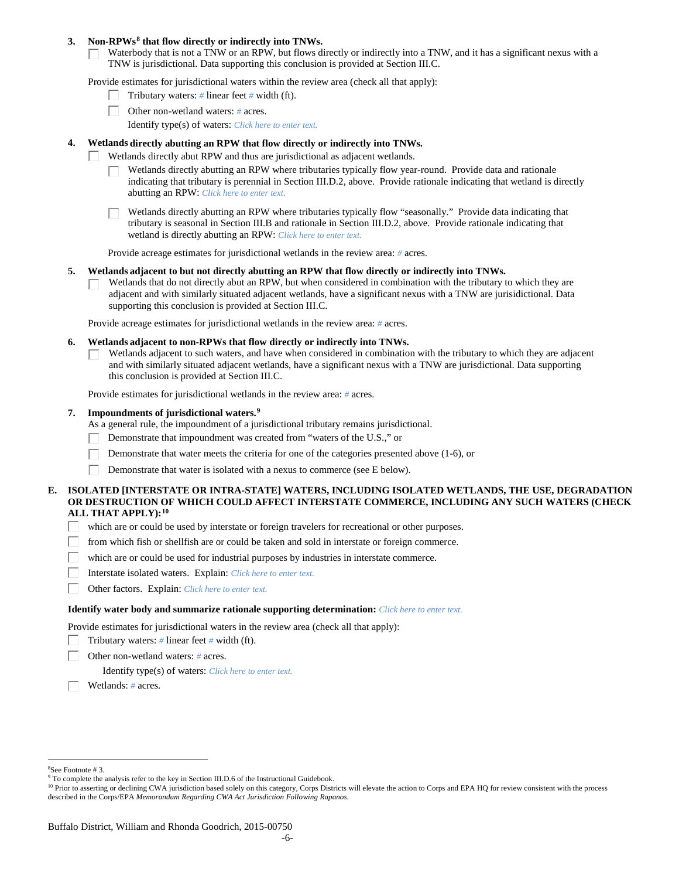**3. Non-RPWs[8] that flow directly or indirectly into TNWs.**

☐ Waterbody that is not a TNW or an RPW, but flows directly or indirectly into a TNW, and it has a significant nexus with a TNW is jurisdictional. Data supporting this conclusion is provided at Section III.C.

Provide estimates for jurisdictional waters within the review area (check all that apply):

- ☐ Tributary waters: # linear feet # width (ft).
- ☐ Other non-wetland waters: # acres.
  Identify type(s) of waters: *Click here to enter text.*

**4. Wetlands directly abutting an RPW that flow directly or indirectly into TNWs.**

☐ Wetlands directly abut RPW and thus are jurisdictional as adjacent wetlands.

- ☐ Wetlands directly abutting an RPW where tributaries typically flow year-round. Provide data and rationale indicating that tributary is perennial in Section III.D.2, above. Provide rationale indicating that wetland is directly abutting an RPW: *Click here to enter text.*
- ☐ Wetlands directly abutting an RPW where tributaries typically flow "seasonally." Provide data indicating that tributary is seasonal in Section III.B and rationale in Section III.D.2, above. Provide rationale indicating that wetland is directly abutting an RPW: *Click here to enter text.*

Provide acreage estimates for jurisdictional wetlands in the review area: # acres.

**5. Wetlands adjacent to but not directly abutting an RPW that flow directly or indirectly into TNWs.**

☐ Wetlands that do not directly abut an RPW, but when considered in combination with the tributary to which they are adjacent and with similarly situated adjacent wetlands, have a significant nexus with a TNW are jurisidictional. Data supporting this conclusion is provided at Section III.C.

Provide acreage estimates for jurisdictional wetlands in the review area: # acres.

**6. Wetlands adjacent to non-RPWs that flow directly or indirectly into TNWs.**

☐ Wetlands adjacent to such waters, and have when considered in combination with the tributary to which they are adjacent and with similarly situated adjacent wetlands, have a significant nexus with a TNW are jurisdictional. Data supporting this conclusion is provided at Section III.C.

Provide estimates for jurisdictional wetlands in the review area: # acres.

**7. Impoundments of jurisdictional waters.[9]**

As a general rule, the impoundment of a jurisdictional tributary remains jurisdictional.

- ☐ Demonstrate that impoundment was created from "waters of the U.S.," or
- ☐ Demonstrate that water meets the criteria for one of the categories presented above (1-6), or
- ☐ Demonstrate that water is isolated with a nexus to commerce (see E below).

**E. ISOLATED [INTERSTATE OR INTRA-STATE] WATERS, INCLUDING ISOLATED WETLANDS, THE USE, DEGRADATION OR DESTRUCTION OF WHICH COULD AFFECT INTERSTATE COMMERCE, INCLUDING ANY SUCH WATERS (CHECK ALL THAT APPLY):[10]**

- ☐ which are or could be used by interstate or foreign travelers for recreational or other purposes.
- ☐ from which fish or shellfish are or could be taken and sold in interstate or foreign commerce.
- ☐ which are or could be used for industrial purposes by industries in interstate commerce.
- ☐ Interstate isolated waters. Explain: *Click here to enter text.*
- ☐ Other factors. Explain: *Click here to enter text.*

**Identify water body and summarize rationale supporting determination:** *Click here to enter text.*

Provide estimates for jurisdictional waters in the review area (check all that apply):

- ☐ Tributary waters: # linear feet # width (ft).
- ☐ Other non-wetland waters: # acres.
  Identify type(s) of waters: *Click here to enter text.*
- ☐ Wetlands: # acres.

---

[8] See Footnote # 3.

[9] To complete the analysis refer to the key in Section III.D.6 of the Instructional Guidebook.

[10] Prior to asserting or declining CWA jurisdiction based solely on this category, Corps Districts will elevate the action to Corps and EPA HQ for review consistent with the process described in the Corps/EPA *Memorandum Regarding CWA Act Jurisdiction Following Rapanos.*

Buffalo District, William and Rhonda Goodrich, 2015-00750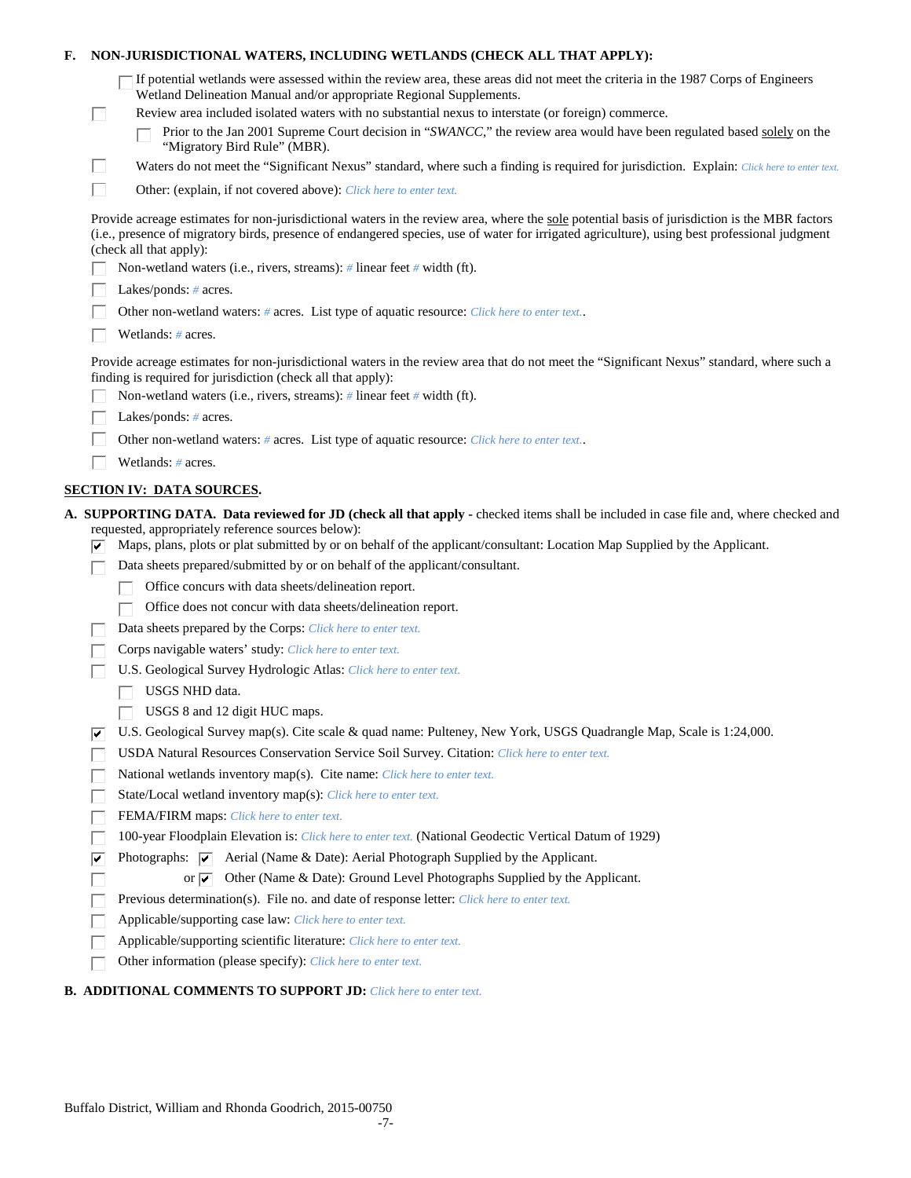**F. NON-JURISDICTIONAL WATERS, INCLUDING WETLANDS (CHECK ALL THAT APPLY):**

- ☐ If potential wetlands were assessed within the review area, these areas did not meet the criteria in the 1987 Corps of Engineers Wetland Delineation Manual and/or appropriate Regional Supplements.
- ☐ Review area included isolated waters with no substantial nexus to interstate (or foreign) commerce.
  - ☐ Prior to the Jan 2001 Supreme Court decision in "*SWANCC*," the review area would have been regulated based <u>solely</u> on the "Migratory Bird Rule" (MBR).
- ☐ Waters do not meet the "Significant Nexus" standard, where such a finding is required for jurisdiction. Explain: *Click here to enter text.*
- ☐ Other: (explain, if not covered above): *Click here to enter text.*

Provide acreage estimates for non-jurisdictional waters in the review area, where the <u>sole</u> potential basis of jurisdiction is the MBR factors (i.e., presence of migratory birds, presence of endangered species, use of water for irrigated agriculture), using best professional judgment (check all that apply):

- ☐ Non-wetland waters (i.e., rivers, streams): *#* linear feet *#* width (ft).
- ☐ Lakes/ponds: *#* acres.
- ☐ Other non-wetland waters: *#* acres. List type of aquatic resource: *Click here to enter text.*.
- ☐ Wetlands: *#* acres.

Provide acreage estimates for non-jurisdictional waters in the review area that do not meet the "Significant Nexus" standard, where such a finding is required for jurisdiction (check all that apply):

- ☐ Non-wetland waters (i.e., rivers, streams): *#* linear feet *#* width (ft).
- ☐ Lakes/ponds: *#* acres.
- ☐ Other non-wetland waters: *#* acres. List type of aquatic resource: *Click here to enter text.*.
- ☐ Wetlands: *#* acres.

## <u>SECTION IV: DATA SOURCES.</u>

**A. SUPPORTING DATA. Data reviewed for JD (check all that apply** - checked items shall be included in case file and, where checked and requested, appropriately reference sources below):

- ☑ Maps, plans, plots or plat submitted by or on behalf of the applicant/consultant: Location Map Supplied by the Applicant.
- ☐ Data sheets prepared/submitted by or on behalf of the applicant/consultant.
  - ☐ Office concurs with data sheets/delineation report.
  - ☐ Office does not concur with data sheets/delineation report.
- ☐ Data sheets prepared by the Corps: *Click here to enter text.*
- ☐ Corps navigable waters' study: *Click here to enter text.*
- ☐ U.S. Geological Survey Hydrologic Atlas: *Click here to enter text.*
  - ☐ USGS NHD data.
  - ☐ USGS 8 and 12 digit HUC maps.
- ☑ U.S. Geological Survey map(s). Cite scale & quad name: Pulteney, New York, USGS Quadrangle Map, Scale is 1:24,000.
- ☐ USDA Natural Resources Conservation Service Soil Survey. Citation: *Click here to enter text.*
- ☐ National wetlands inventory map(s). Cite name: *Click here to enter text.*
- ☐ State/Local wetland inventory map(s): *Click here to enter text.*
- ☐ FEMA/FIRM maps: *Click here to enter text.*
- ☐ 100-year Floodplain Elevation is: *Click here to enter text.* (National Geodectic Vertical Datum of 1929)
- ☑ Photographs: ☑ Aerial (Name & Date): Aerial Photograph Supplied by the Applicant.
- ☐ or ☑ Other (Name & Date): Ground Level Photographs Supplied by the Applicant.
- ☐ Previous determination(s). File no. and date of response letter: *Click here to enter text.*
- ☐ Applicable/supporting case law: *Click here to enter text.*
- ☐ Applicable/supporting scientific literature: *Click here to enter text.*
- ☐ Other information (please specify): *Click here to enter text.*

**B. ADDITIONAL COMMENTS TO SUPPORT JD:** *Click here to enter text.*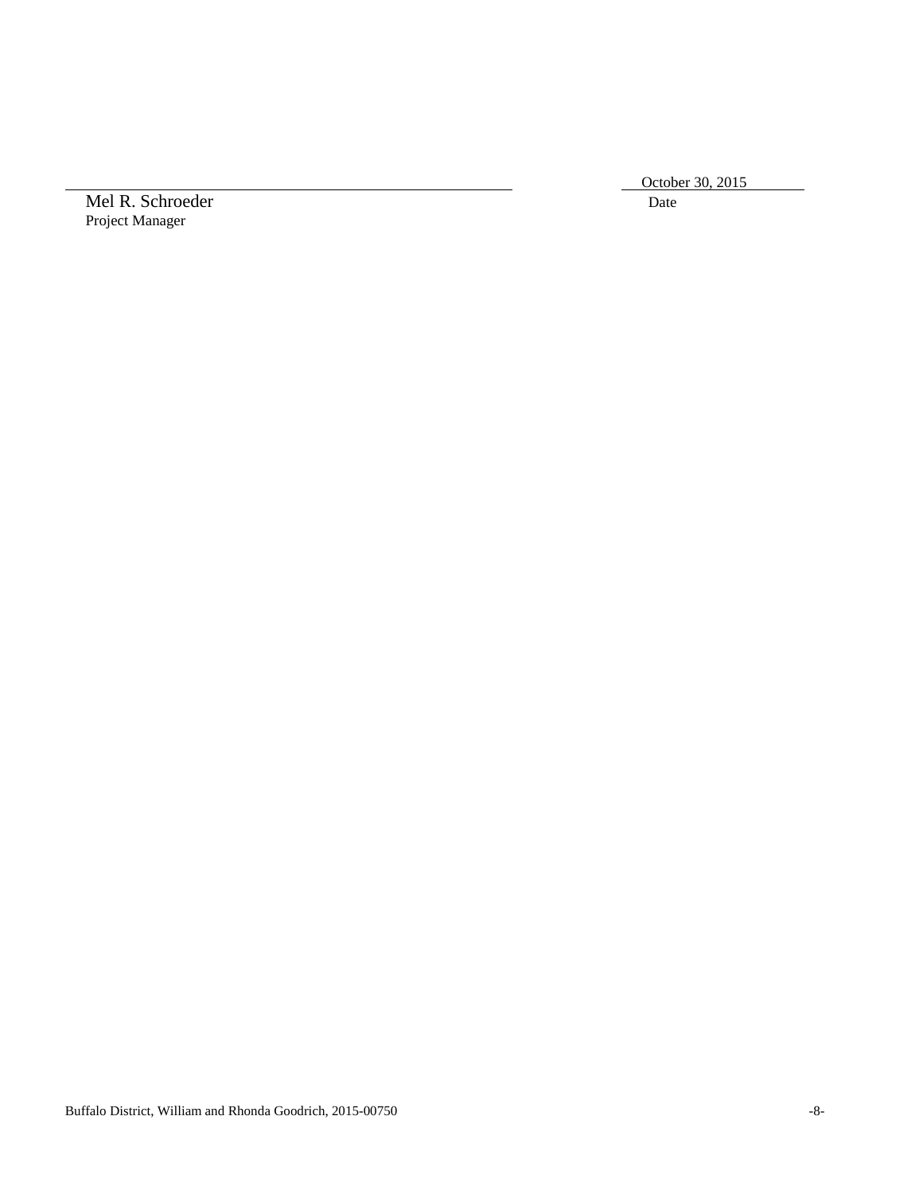Mel R. Schroeder
Project Manager

October 30, 2015
Date